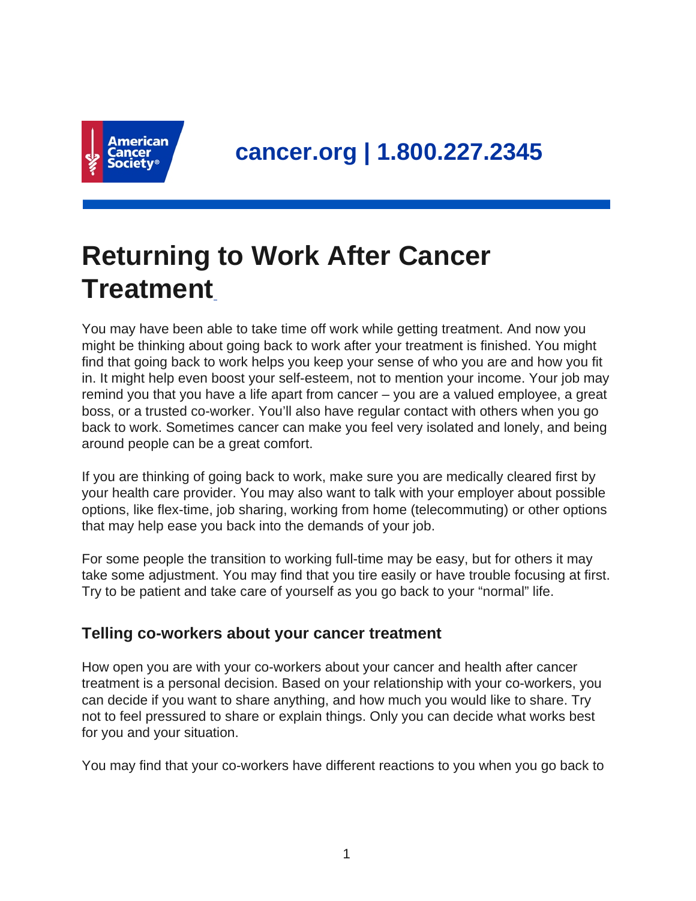cancer.org | 1.800.227.2345

# Returning to Work After Cancer Treatment

You may have been able to take time off work while getting treatment. And now you might be thinking about going back to work after your treatment is finished. You might find that going back to work helps you keep your sense of who you are and how you fit in. It might help even boost your self-esteem, not to mention your income. Your job may remind you that you have a life apart from cancer – you are a valued employee, a great boss, or a trusted co-worker. You'll also have regular contact with others when you go back to work. Sometimes cancer can make you feel very isolated and lonely, and being around people can be a great comfort.

If you are thinking of going back to work, make sure you are medically cleared first by your health care provider. You may also want to talk with your employer about possible options, like flex-time, job sharing, working from home (telecommuting) or other options that may help ease you back into the demands of your job.

For some people the transition to working full-time may be easy, but for others it may take some adjustment. You may find that you tire easily or have trouble focusing at first. Try to be patient and take care of yourself as you go back to your "normal" life.

## Telling co-workers about your cancer treatment

How open you are with your co-workers about your cancer and health after cancer treatment is a personal decision. Based on your relationship with your co-workers, you can decide if you want to share anything, and how much you would like to share. Try not to feel pressured to share or explain things. Only you can decide what works best for you and your situation.

You may find that your co-workers have different reactions to you when you go back to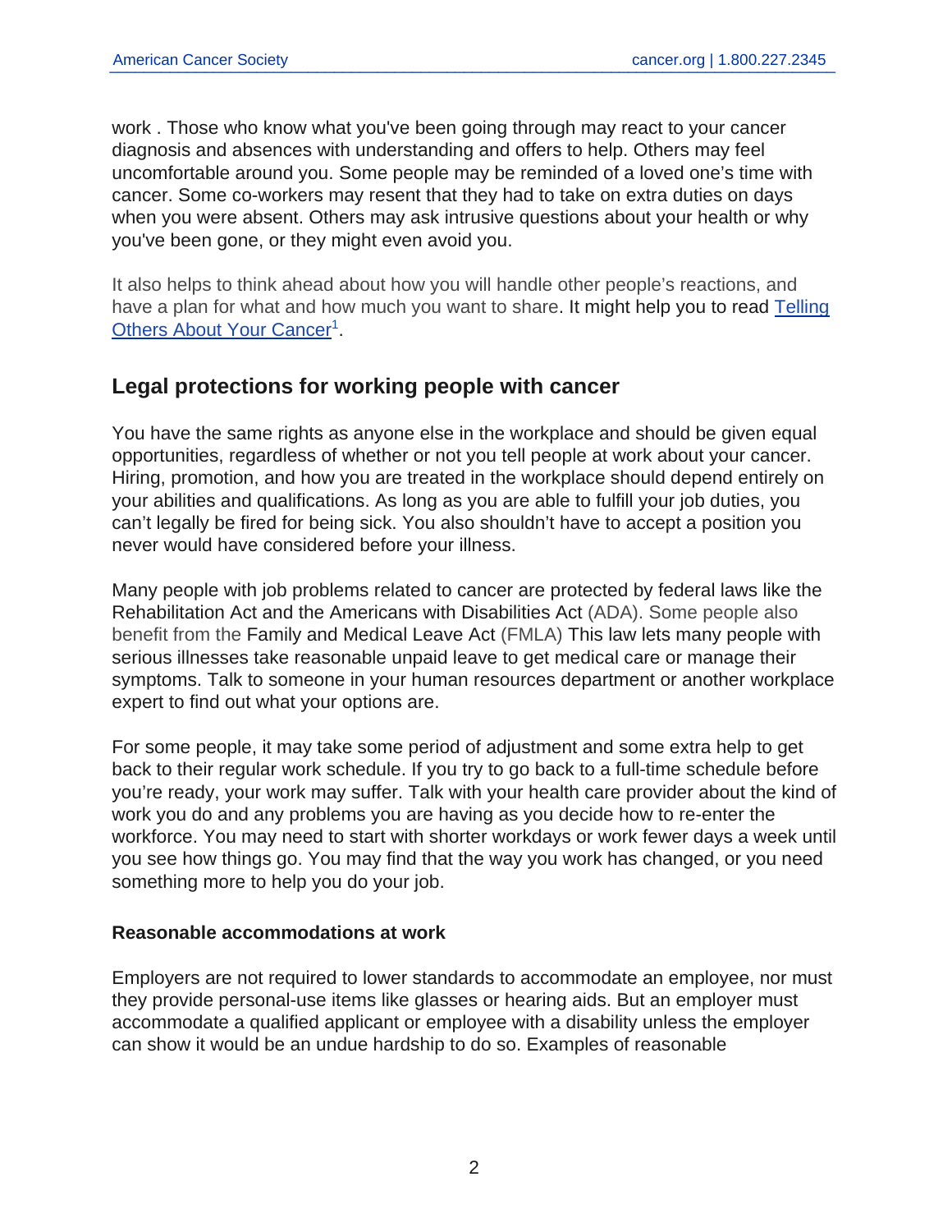work . Those who know what you've been going through may react to your cancer diagnosis and absences with understanding and offers to help. Others may feel uncomfortable around you. Some people may be reminded of a loved one's time with cancer. Some co-workers may resent that they had to take on extra duties on days when you were absent. Others may ask intrusive questions about your health or why you've been gone, or they might even avoid you.

It also helps to think ahead about how you will handle other people's reactions, and have a plan for what and how much you want to share. It might help you to read Telling Others About Your Cancer[1].

## Legal protections for working people with cancer

You have the same rights as anyone else in the workplace and should be given equal opportunities, regardless of whether or not you tell people at work about your cancer. Hiring, promotion, and how you are treated in the workplace should depend entirely on your abilities and qualifications. As long as you are able to fulfill your job duties, you can't legally be fired for being sick. You also shouldn't have to accept a position you never would have considered before your illness.

Many people with job problems related to cancer are protected by federal laws like the Rehabilitation Act and the Americans with Disabilities Act (ADA). Some people also benefit from the Family and Medical Leave Act (FMLA) This law lets many people with serious illnesses take reasonable unpaid leave to get medical care or manage their symptoms. Talk to someone in your human resources department or another workplace expert to find out what your options are.

For some people, it may take some period of adjustment and some extra help to get back to their regular work schedule. If you try to go back to a full-time schedule before you're ready, your work may suffer. Talk with your health care provider about the kind of work you do and any problems you are having as you decide how to re-enter the workforce. You may need to start with shorter workdays or work fewer days a week until you see how things go. You may find that the way you work has changed, or you need something more to help you do your job.

### Reasonable accommodations at work

Employers are not required to lower standards to accommodate an employee, nor must they provide personal-use items like glasses or hearing aids. But an employer must accommodate a qualified applicant or employee with a disability unless the employer can show it would be an undue hardship to do so. Examples of reasonable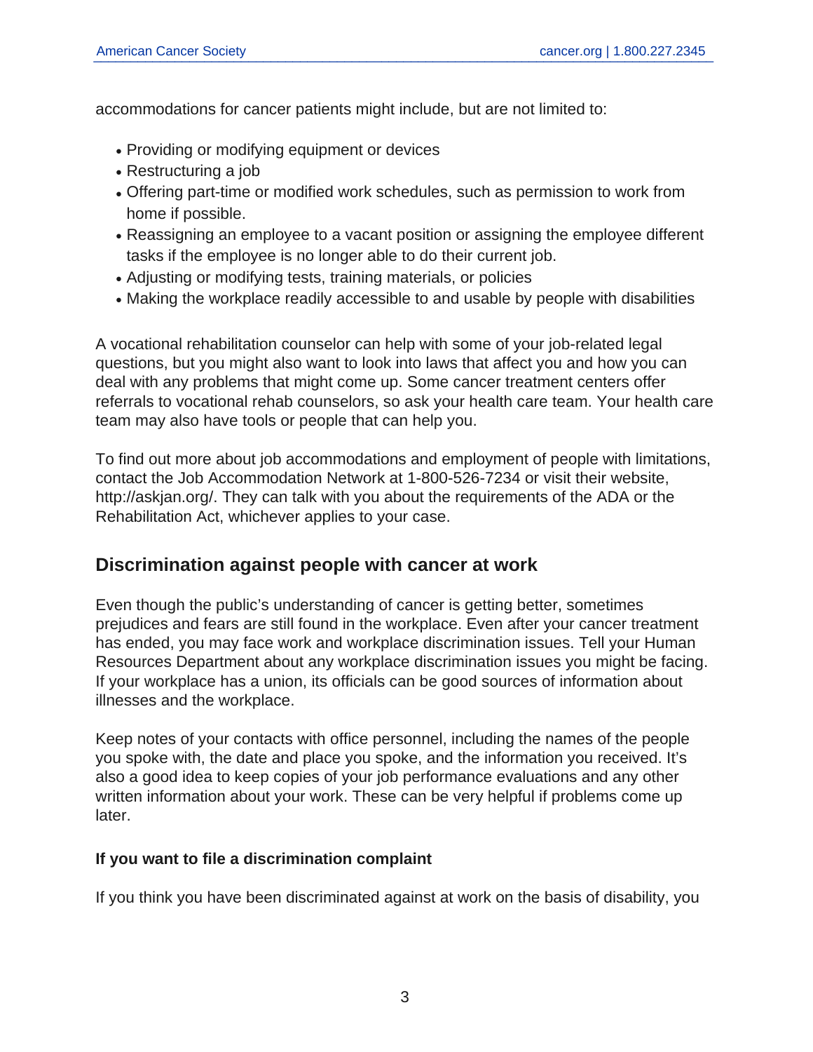accommodations for cancer patients might include, but are not limited to:

- Providing or modifying equipment or devices
- Restructuring a job
- Offering part-time or modified work schedules, such as permission to work from home if possible.
- Reassigning an employee to a vacant position or assigning the employee different tasks if the employee is no longer able to do their current job.
- Adjusting or modifying tests, training materials, or policies
- Making the workplace readily accessible to and usable by people with disabilities

A vocational rehabilitation counselor can help with some of your job-related legal questions, but you might also want to look into laws that affect you and how you can deal with any problems that might come up. Some cancer treatment centers offer referrals to vocational rehab counselors, so ask your health care team. Your health care team may also have tools or people that can help you.

To find out more about job accommodations and employment of people with limitations, contact the Job Accommodation Network at 1-800-526-7234 or visit their website, http://askjan.org/. They can talk with you about the requirements of the ADA or the Rehabilitation Act, whichever applies to your case.

## Discrimination against people with cancer at work

Even though the public's understanding of cancer is getting better, sometimes prejudices and fears are still found in the workplace. Even after your cancer treatment has ended, you may face work and workplace discrimination issues. Tell your Human Resources Department about any workplace discrimination issues you might be facing. If your workplace has a union, its officials can be good sources of information about illnesses and the workplace.

Keep notes of your contacts with office personnel, including the names of the people you spoke with, the date and place you spoke, and the information you received. It's also a good idea to keep copies of your job performance evaluations and any other written information about your work. These can be very helpful if problems come up later.

### If you want to file a discrimination complaint

If you think you have been discriminated against at work on the basis of disability, you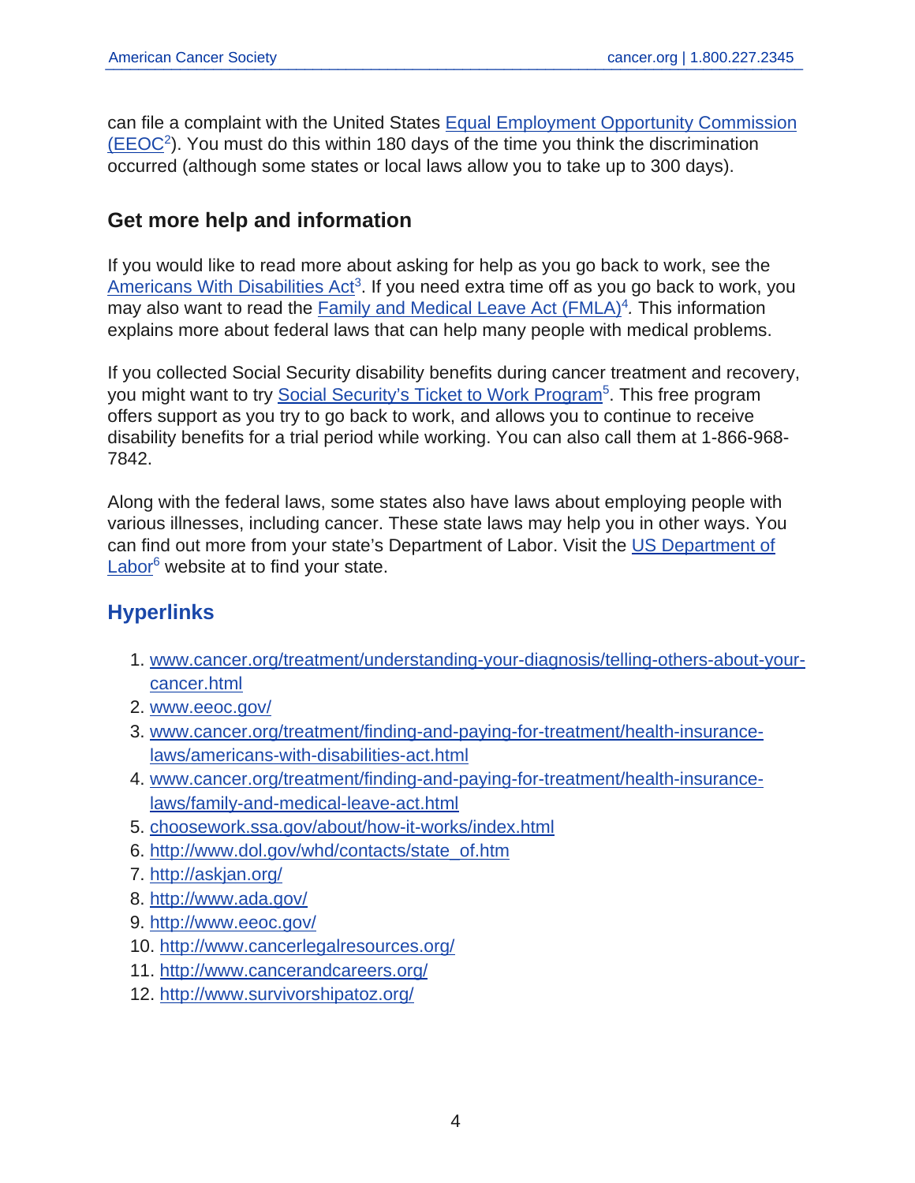can file a complaint with the United States Equal Employment Opportunity Commission (EEOC[2]). You must do this within 180 days of the time you think the discrimination occurred (although some states or local laws allow you to take up to 300 days).

## Get more help and information

If you would like to read more about asking for help as you go back to work, see the Americans With Disabilities Act[3]. If you need extra time off as you go back to work, you may also want to read the Family and Medical Leave Act (FMLA)[4]. This information explains more about federal laws that can help many people with medical problems.

If you collected Social Security disability benefits during cancer treatment and recovery, you might want to try Social Security's Ticket to Work Program[5]. This free program offers support as you try to go back to work, and allows you to continue to receive disability benefits for a trial period while working. You can also call them at 1-866-968-7842.

Along with the federal laws, some states also have laws about employing people with various illnesses, including cancer. These state laws may help you in other ways. You can find out more from your state's Department of Labor. Visit the US Department of Labor[6] website at to find your state.

## Hyperlinks

1. www.cancer.org/treatment/understanding-your-diagnosis/telling-others-about-your-cancer.html
2. www.eeoc.gov/
3. www.cancer.org/treatment/finding-and-paying-for-treatment/health-insurance-laws/americans-with-disabilities-act.html
4. www.cancer.org/treatment/finding-and-paying-for-treatment/health-insurance-laws/family-and-medical-leave-act.html
5. choosework.ssa.gov/about/how-it-works/index.html
6. http://www.dol.gov/whd/contacts/state_of.htm
7. http://askjan.org/
8. http://www.ada.gov/
9. http://www.eeoc.gov/
10. http://www.cancerlegalresources.org/
11. http://www.cancerandcareers.org/
12. http://www.survivorshipatoz.org/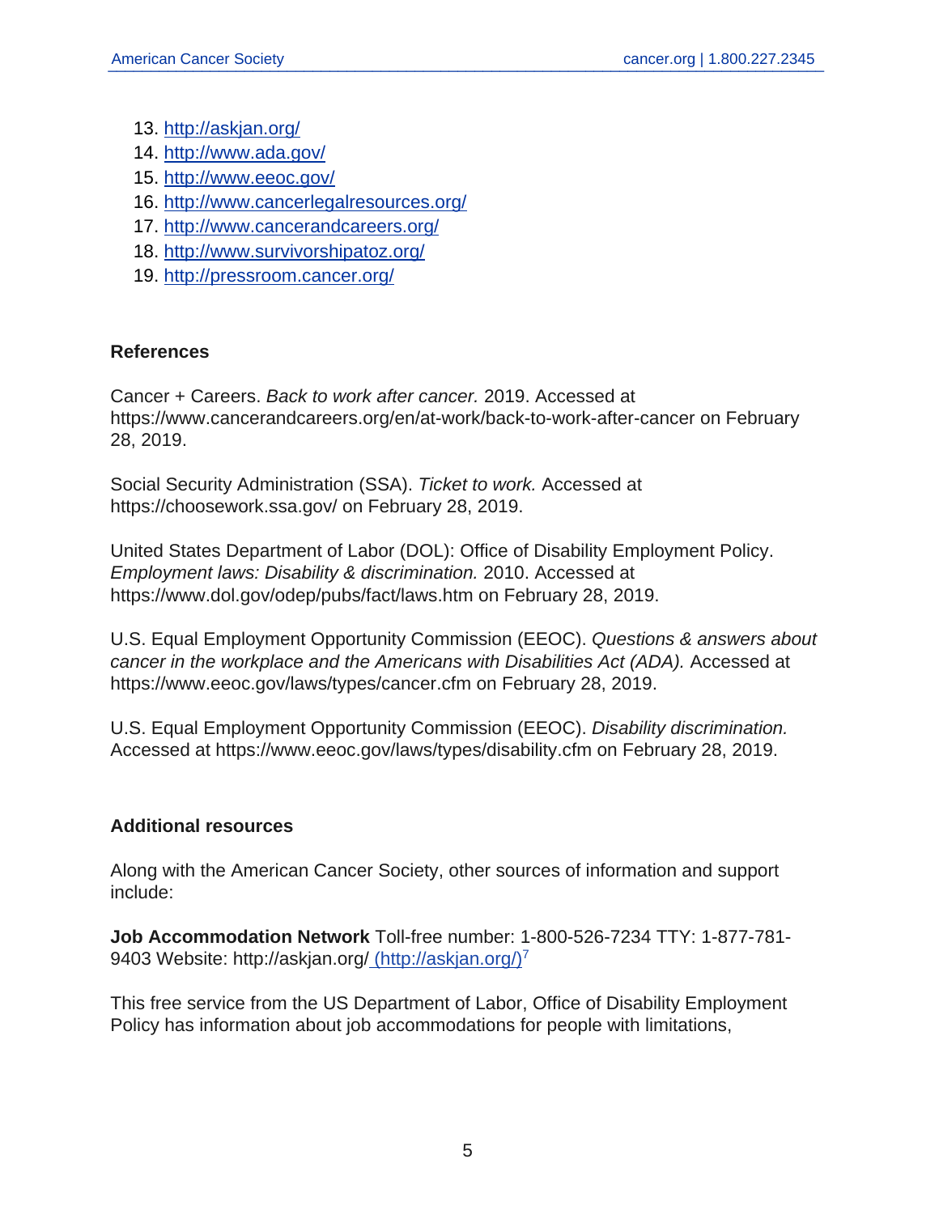13. http://askjan.org/
14. http://www.ada.gov/
15. http://www.eeoc.gov/
16. http://www.cancerlegalresources.org/
17. http://www.cancerandcareers.org/
18. http://www.survivorshipatoz.org/
19. http://pressroom.cancer.org/

## References

Cancer + Careers. *Back to work after cancer.* 2019. Accessed at https://www.cancerandcareers.org/en/at-work/back-to-work-after-cancer on February 28, 2019.

Social Security Administration (SSA). *Ticket to work.* Accessed at https://choosework.ssa.gov/ on February 28, 2019.

United States Department of Labor (DOL): Office of Disability Employment Policy. *Employment laws: Disability & discrimination.* 2010. Accessed at https://www.dol.gov/odep/pubs/fact/laws.htm on February 28, 2019.

U.S. Equal Employment Opportunity Commission (EEOC). *Questions & answers about cancer in the workplace and the Americans with Disabilities Act (ADA).* Accessed at https://www.eeoc.gov/laws/types/cancer.cfm on February 28, 2019.

U.S. Equal Employment Opportunity Commission (EEOC). *Disability discrimination.* Accessed at https://www.eeoc.gov/laws/types/disability.cfm on February 28, 2019.

## Additional resources

Along with the American Cancer Society, other sources of information and support include:

**Job Accommodation Network** Toll-free number: 1-800-526-7234 TTY: 1-877-781-9403 Website: http://askjan.org/ (http://askjan.org/)[7]

This free service from the US Department of Labor, Office of Disability Employment Policy has information about job accommodations for people with limitations,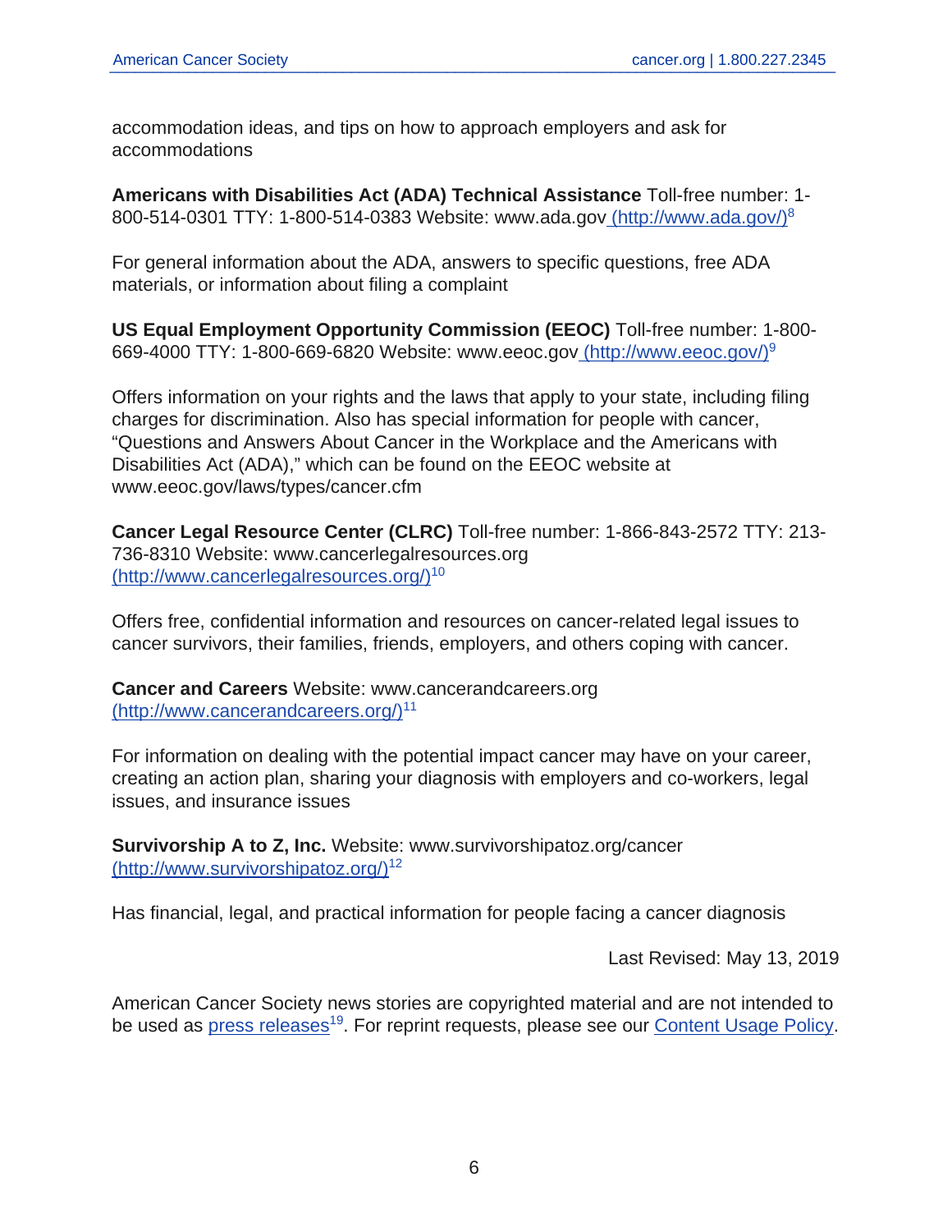accommodation ideas, and tips on how to approach employers and ask for accommodations

**Americans with Disabilities Act (ADA) Technical Assistance** Toll-free number: 1-800-514-0301 TTY: 1-800-514-0383 Website: www.ada.gov (http://www.ada.gov/)[8]

For general information about the ADA, answers to specific questions, free ADA materials, or information about filing a complaint

**US Equal Employment Opportunity Commission (EEOC)** Toll-free number: 1-800-669-4000 TTY: 1-800-669-6820 Website: www.eeoc.gov (http://www.eeoc.gov/)[9]

Offers information on your rights and the laws that apply to your state, including filing charges for discrimination. Also has special information for people with cancer, “Questions and Answers About Cancer in the Workplace and the Americans with Disabilities Act (ADA),” which can be found on the EEOC website at www.eeoc.gov/laws/types/cancer.cfm

**Cancer Legal Resource Center (CLRC)** Toll-free number: 1-866-843-2572 TTY: 213-736-8310 Website: www.cancerlegalresources.org (http://www.cancerlegalresources.org/)[10]

Offers free, confidential information and resources on cancer-related legal issues to cancer survivors, their families, friends, employers, and others coping with cancer.

**Cancer and Careers** Website: www.cancerandcareers.org (http://www.cancerandcareers.org/)[11]

For information on dealing with the potential impact cancer may have on your career, creating an action plan, sharing your diagnosis with employers and co-workers, legal issues, and insurance issues

**Survivorship A to Z, Inc.** Website: www.survivorshipatoz.org/cancer (http://www.survivorshipatoz.org/)[12]

Has financial, legal, and practical information for people facing a cancer diagnosis

Last Revised: May 13, 2019

American Cancer Society news stories are copyrighted material and are not intended to be used as press releases[19]. For reprint requests, please see our Content Usage Policy.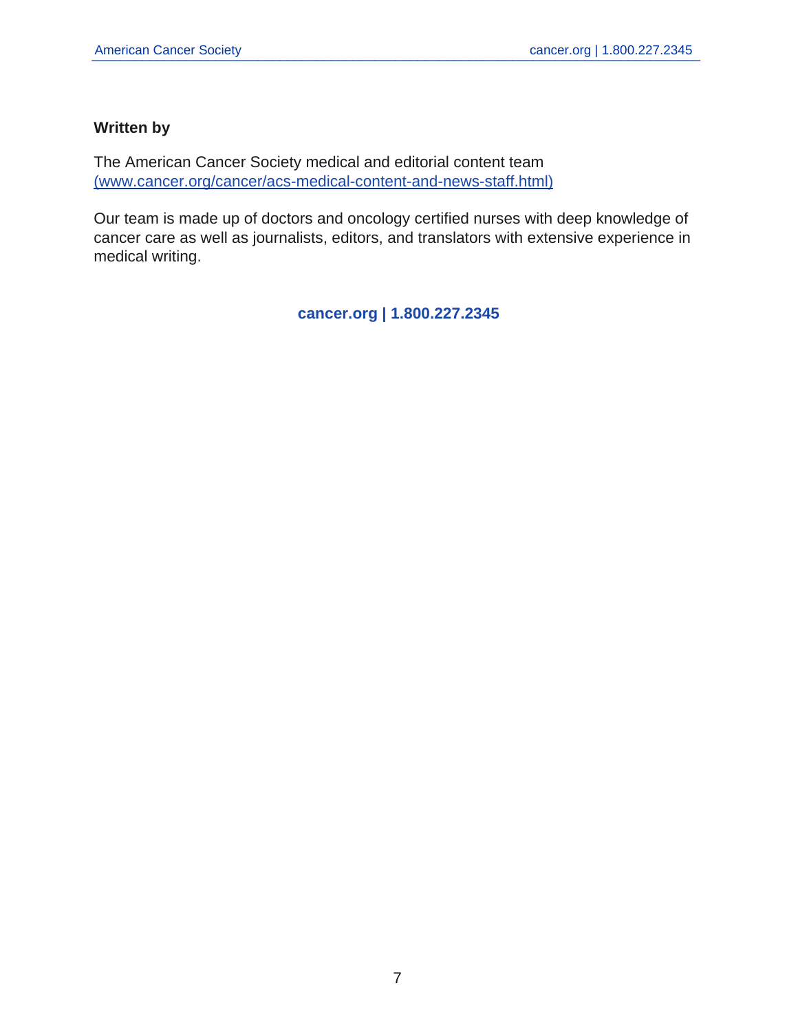**Written by**

The American Cancer Society medical and editorial content team
(www.cancer.org/cancer/acs-medical-content-and-news-staff.html)

Our team is made up of doctors and oncology certified nurses with deep knowledge of cancer care as well as journalists, editors, and translators with extensive experience in medical writing.

**cancer.org | 1.800.227.2345**